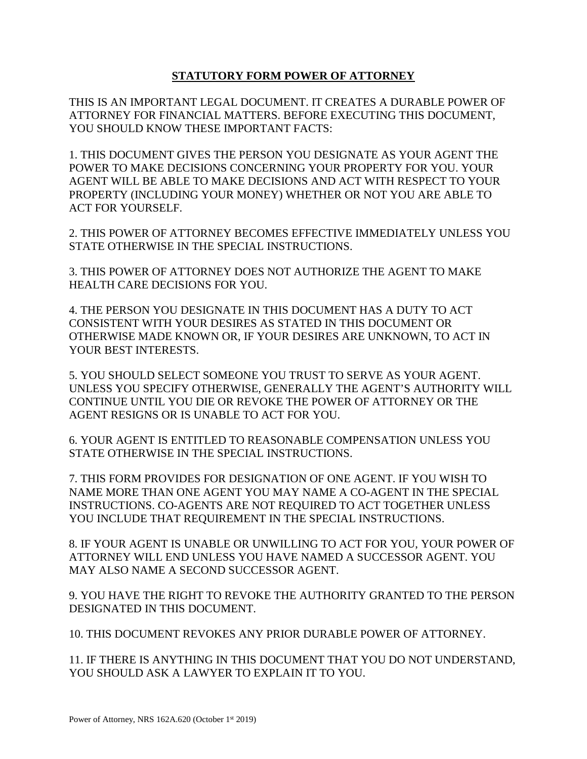# STATUTORY FORM POWER OF ATTORNEY

THIS IS AN IMPORTANT LEGAL DOCUMENT. IT CREATES A DURABLE POWER OF ATTORNEY FOR FINANCIAL MATTERS. BEFORE EXECUTING THIS DOCUMENT, YOU SHOULD KNOW THESE IMPORTANT FACTS:

1. THIS DOCUMENT GIVES THE PERSON YOU DESIGNATE AS YOUR AGENT THE POWER TO MAKE DECISIONS CONCERNING YOUR PROPERTY FOR YOU. YOUR AGENT WILL BE ABLE TO MAKE DECISIONS AND ACT WITH RESPECT TO YOUR PROPERTY (INCLUDING YOUR MONEY) WHETHER OR NOT YOU ARE ABLE TO ACT FOR YOURSELF.

2. THIS POWER OF ATTORNEY BECOMES EFFECTIVE IMMEDIATELY UNLESS YOU STATE OTHERWISE IN THE SPECIAL INSTRUCTIONS.

3. THIS POWER OF ATTORNEY DOES NOT AUTHORIZE THE AGENT TO MAKE HEALTH CARE DECISIONS FOR YOU.

4. THE PERSON YOU DESIGNATE IN THIS DOCUMENT HAS A DUTY TO ACT CONSISTENT WITH YOUR DESIRES AS STATED IN THIS DOCUMENT OR OTHERWISE MADE KNOWN OR, IF YOUR DESIRES ARE UNKNOWN, TO ACT IN YOUR BEST INTERESTS.

5. YOU SHOULD SELECT SOMEONE YOU TRUST TO SERVE AS YOUR AGENT. UNLESS YOU SPECIFY OTHERWISE, GENERALLY THE AGENT'S AUTHORITY WILL CONTINUE UNTIL YOU DIE OR REVOKE THE POWER OF ATTORNEY OR THE AGENT RESIGNS OR IS UNABLE TO ACT FOR YOU.

6. YOUR AGENT IS ENTITLED TO REASONABLE COMPENSATION UNLESS YOU STATE OTHERWISE IN THE SPECIAL INSTRUCTIONS.

7. THIS FORM PROVIDES FOR DESIGNATION OF ONE AGENT. IF YOU WISH TO NAME MORE THAN ONE AGENT YOU MAY NAME A CO-AGENT IN THE SPECIAL INSTRUCTIONS. CO-AGENTS ARE NOT REQUIRED TO ACT TOGETHER UNLESS YOU INCLUDE THAT REQUIREMENT IN THE SPECIAL INSTRUCTIONS.

8. IF YOUR AGENT IS UNABLE OR UNWILLING TO ACT FOR YOU, YOUR POWER OF ATTORNEY WILL END UNLESS YOU HAVE NAMED A SUCCESSOR AGENT. YOU MAY ALSO NAME A SECOND SUCCESSOR AGENT.

9. YOU HAVE THE RIGHT TO REVOKE THE AUTHORITY GRANTED TO THE PERSON DESIGNATED IN THIS DOCUMENT.

10. THIS DOCUMENT REVOKES ANY PRIOR DURABLE POWER OF ATTORNEY.

11. IF THERE IS ANYTHING IN THIS DOCUMENT THAT YOU DO NOT UNDERSTAND, YOU SHOULD ASK A LAWYER TO EXPLAIN IT TO YOU.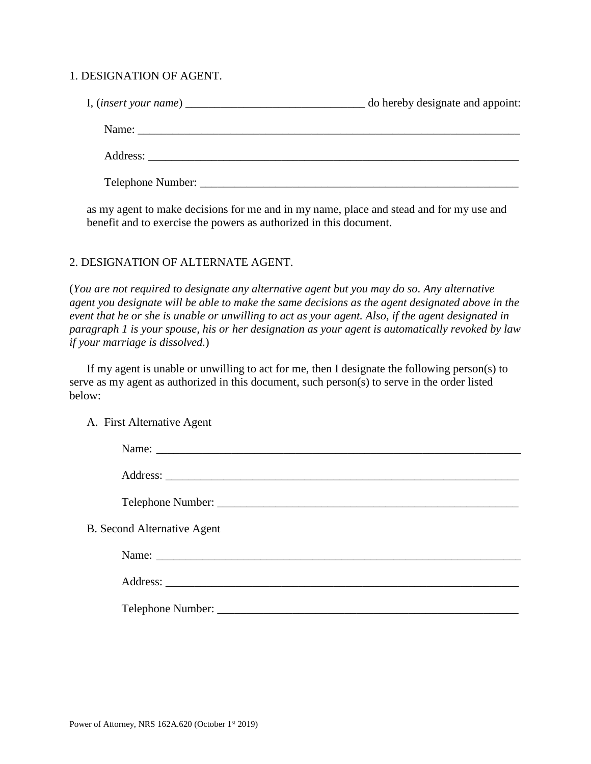## 1. DESIGNATION OF AGENT.

I, (*insert your name*) _______________________________ do hereby designate and appoint:

Name: ______________________________________________________________________

Address: ____________________________________________________________________

Telephone Number: ____________________________________________________________

as my agent to make decisions for me and in my name, place and stead and for my use and benefit and to exercise the powers as authorized in this document.

## 2. DESIGNATION OF ALTERNATE AGENT.

(*You are not required to designate any alternative agent but you may do so. Any alternative agent you designate will be able to make the same decisions as the agent designated above in the event that he or she is unable or unwilling to act as your agent. Also, if the agent designated in paragraph 1 is your spouse, his or her designation as your agent is automatically revoked by law if your marriage is dissolved.*)

If my agent is unable or unwilling to act for me, then I designate the following person(s) to serve as my agent as authorized in this document, such person(s) to serve in the order listed below:

A. First Alternative Agent

Name: ____________________________________________________________________

Address: __________________________________________________________________

Telephone Number: __________________________________________________________

B. Second Alternative Agent

Name: ____________________________________________________________________

Address: __________________________________________________________________

Telephone Number: __________________________________________________________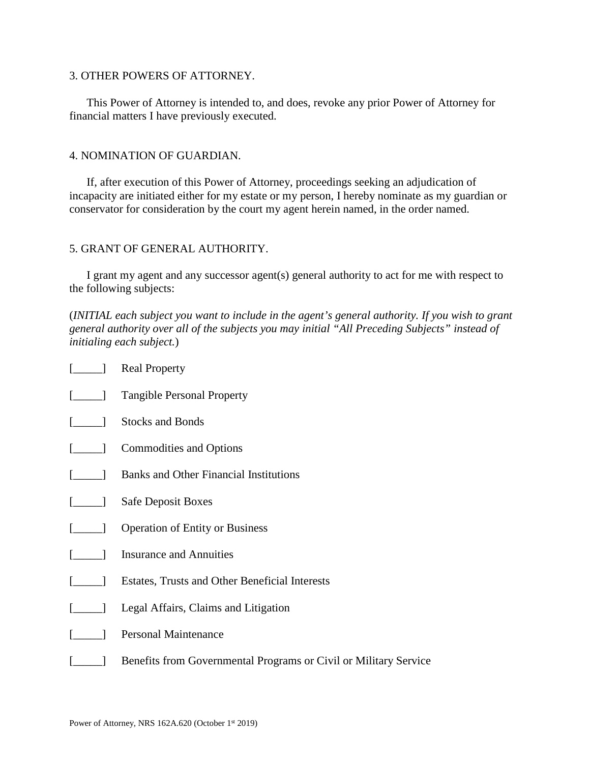3. OTHER POWERS OF ATTORNEY.

This Power of Attorney is intended to, and does, revoke any prior Power of Attorney for financial matters I have previously executed.

4. NOMINATION OF GUARDIAN.

If, after execution of this Power of Attorney, proceedings seeking an adjudication of incapacity are initiated either for my estate or my person, I hereby nominate as my guardian or conservator for consideration by the court my agent herein named, in the order named.

5. GRANT OF GENERAL AUTHORITY.

I grant my agent and any successor agent(s) general authority to act for me with respect to the following subjects:

(*INITIAL each subject you want to include in the agent's general authority. If you wish to grant general authority over all of the subjects you may initial "All Preceding Subjects" instead of initialing each subject.*)

[_____] Real Property

[_____] Tangible Personal Property

[_____] Stocks and Bonds

[_____] Commodities and Options

[_____] Banks and Other Financial Institutions

[_____] Safe Deposit Boxes

[_____] Operation of Entity or Business

[_____] Insurance and Annuities

[_____] Estates, Trusts and Other Beneficial Interests

[_____] Legal Affairs, Claims and Litigation

[_____] Personal Maintenance

[_____] Benefits from Governmental Programs or Civil or Military Service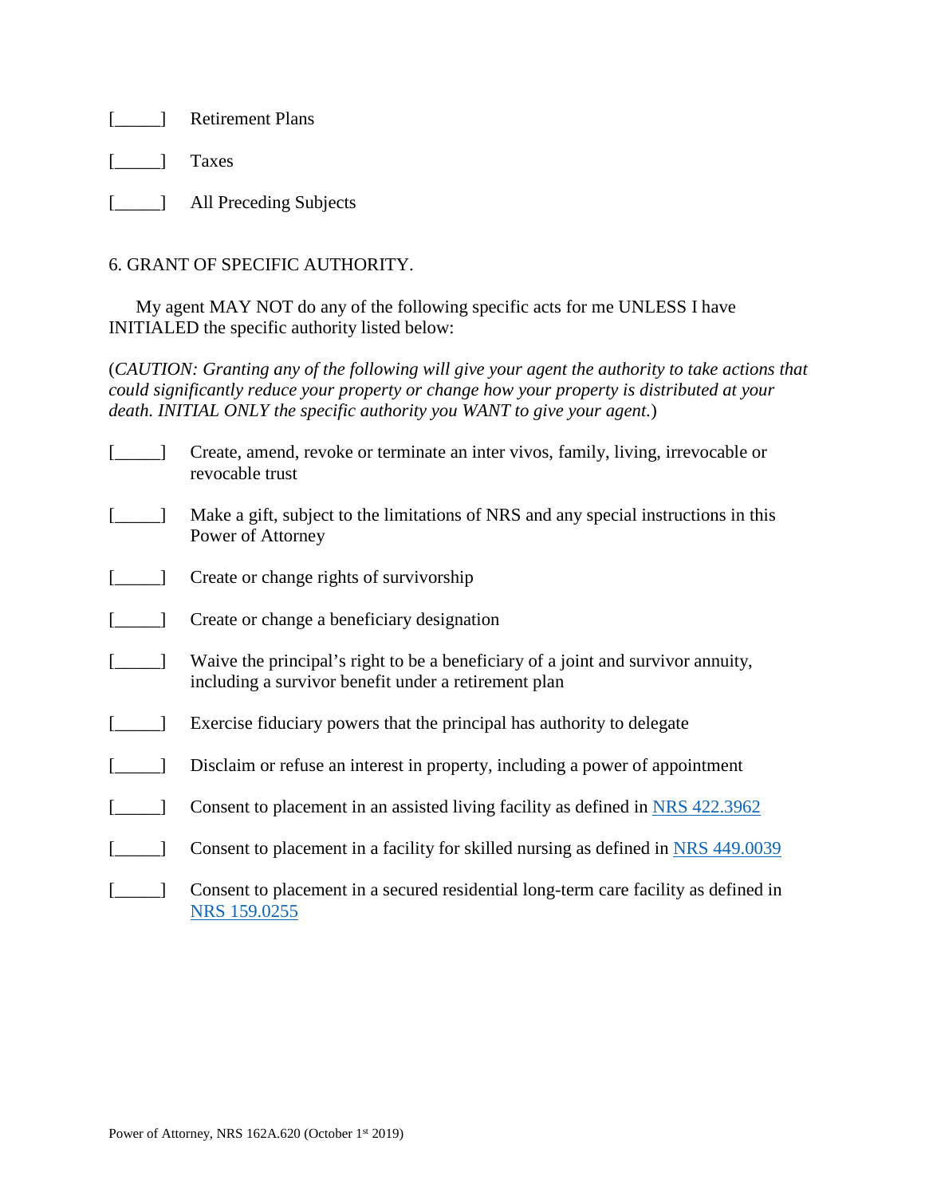[_____] Retirement Plans

[_____] Taxes

[_____] All Preceding Subjects

6. GRANT OF SPECIFIC AUTHORITY.

My agent MAY NOT do any of the following specific acts for me UNLESS I have INITIALED the specific authority listed below:

(*CAUTION: Granting any of the following will give your agent the authority to take actions that could significantly reduce your property or change how your property is distributed at your death. INITIAL ONLY the specific authority you WANT to give your agent.*)

[_____] Create, amend, revoke or terminate an inter vivos, family, living, irrevocable or revocable trust

[_____] Make a gift, subject to the limitations of NRS and any special instructions in this Power of Attorney

[_____] Create or change rights of survivorship

[_____] Create or change a beneficiary designation

[_____] Waive the principal's right to be a beneficiary of a joint and survivor annuity, including a survivor benefit under a retirement plan

[_____] Exercise fiduciary powers that the principal has authority to delegate

[_____] Disclaim or refuse an interest in property, including a power of appointment

[_____] Consent to placement in an assisted living facility as defined in NRS 422.3962

[_____] Consent to placement in a facility for skilled nursing as defined in NRS 449.0039

[_____] Consent to placement in a secured residential long-term care facility as defined in NRS 159.0255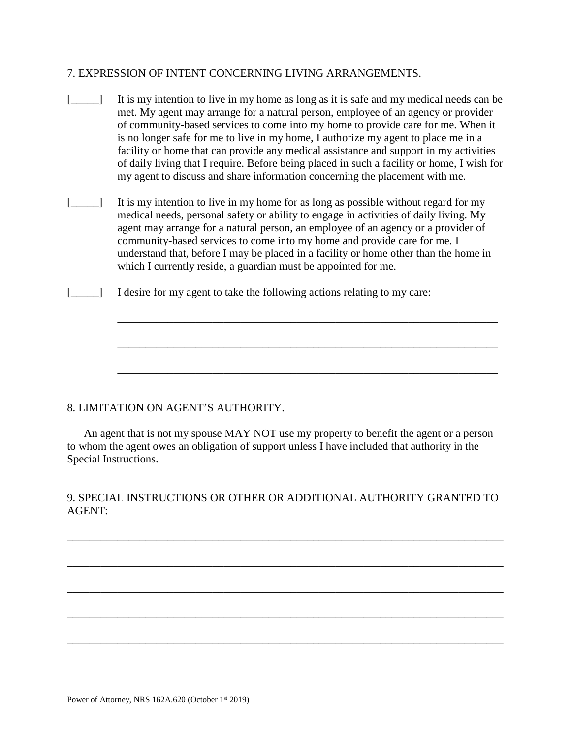7. EXPRESSION OF INTENT CONCERNING LIVING ARRANGEMENTS.

[_____] It is my intention to live in my home as long as it is safe and my medical needs can be met. My agent may arrange for a natural person, employee of an agency or provider of community-based services to come into my home to provide care for me. When it is no longer safe for me to live in my home, I authorize my agent to place me in a facility or home that can provide any medical assistance and support in my activities of daily living that I require. Before being placed in such a facility or home, I wish for my agent to discuss and share information concerning the placement with me.

[_____] It is my intention to live in my home for as long as possible without regard for my medical needs, personal safety or ability to engage in activities of daily living. My agent may arrange for a natural person, an employee of an agency or a provider of community-based services to come into my home and provide care for me. I understand that, before I may be placed in a facility or home other than the home in which I currently reside, a guardian must be appointed for me.

[_____] I desire for my agent to take the following actions relating to my care:

______________________________________________________________________

______________________________________________________________________

______________________________________________________________________

8. LIMITATION ON AGENT'S AUTHORITY.

An agent that is not my spouse MAY NOT use my property to benefit the agent or a person to whom the agent owes an obligation of support unless I have included that authority in the Special Instructions.

9. SPECIAL INSTRUCTIONS OR OTHER OR ADDITIONAL AUTHORITY GRANTED TO AGENT:

__________________________________________________________________________

__________________________________________________________________________

__________________________________________________________________________

__________________________________________________________________________

__________________________________________________________________________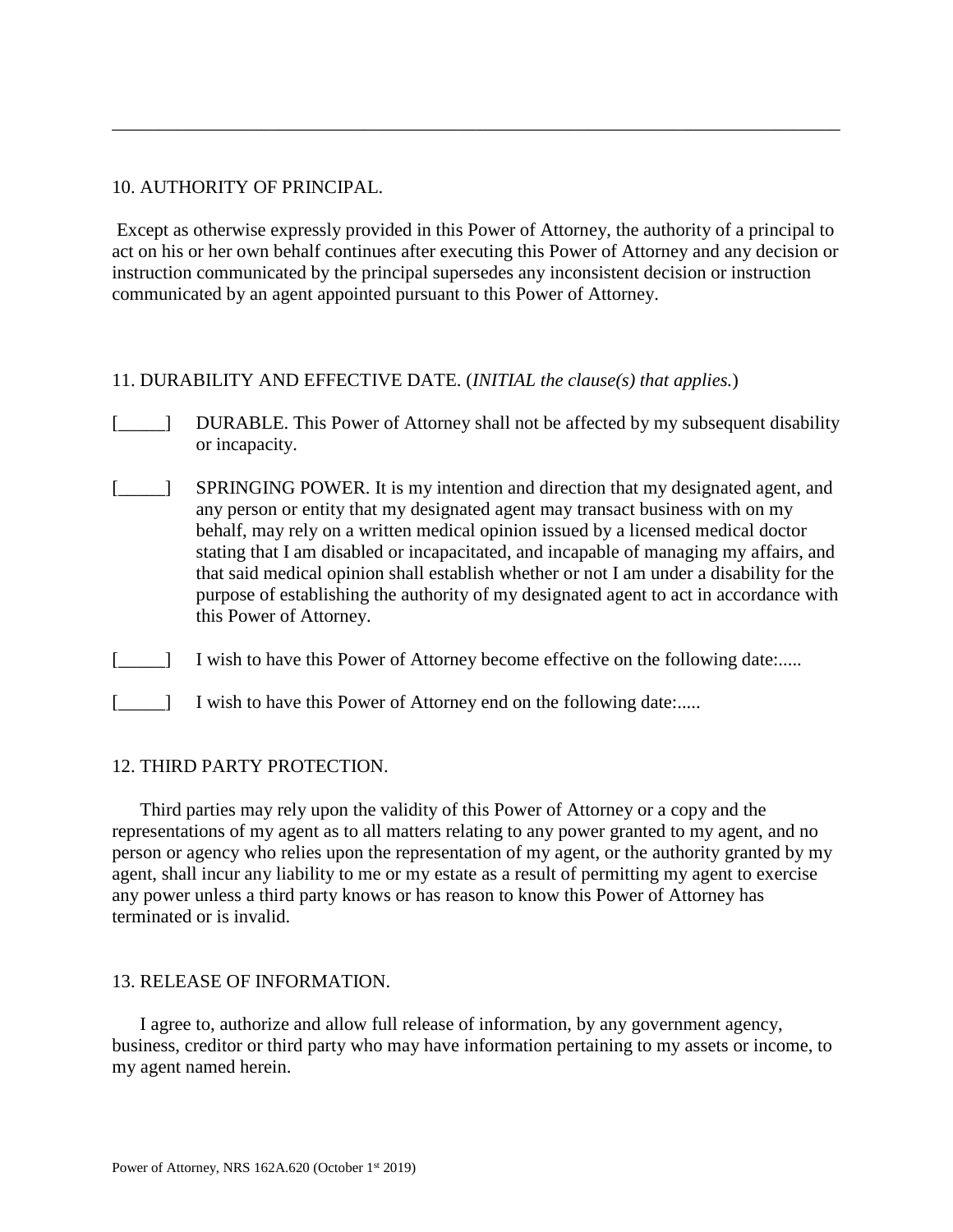______________________________________________________________________________

10. AUTHORITY OF PRINCIPAL.

Except as otherwise expressly provided in this Power of Attorney, the authority of a principal to act on his or her own behalf continues after executing this Power of Attorney and any decision or instruction communicated by the principal supersedes any inconsistent decision or instruction communicated by an agent appointed pursuant to this Power of Attorney.

11. DURABILITY AND EFFECTIVE DATE. (*INITIAL the clause(s) that applies.*)

[_____] DURABLE. This Power of Attorney shall not be affected by my subsequent disability or incapacity.

[_____] SPRINGING POWER. It is my intention and direction that my designated agent, and any person or entity that my designated agent may transact business with on my behalf, may rely on a written medical opinion issued by a licensed medical doctor stating that I am disabled or incapacitated, and incapable of managing my affairs, and that said medical opinion shall establish whether or not I am under a disability for the purpose of establishing the authority of my designated agent to act in accordance with this Power of Attorney.

[_____] I wish to have this Power of Attorney become effective on the following date:.....

[_____] I wish to have this Power of Attorney end on the following date:.....

12. THIRD PARTY PROTECTION.

Third parties may rely upon the validity of this Power of Attorney or a copy and the representations of my agent as to all matters relating to any power granted to my agent, and no person or agency who relies upon the representation of my agent, or the authority granted by my agent, shall incur any liability to me or my estate as a result of permitting my agent to exercise any power unless a third party knows or has reason to know this Power of Attorney has terminated or is invalid.

13. RELEASE OF INFORMATION.

I agree to, authorize and allow full release of information, by any government agency, business, creditor or third party who may have information pertaining to my assets or income, to my agent named herein.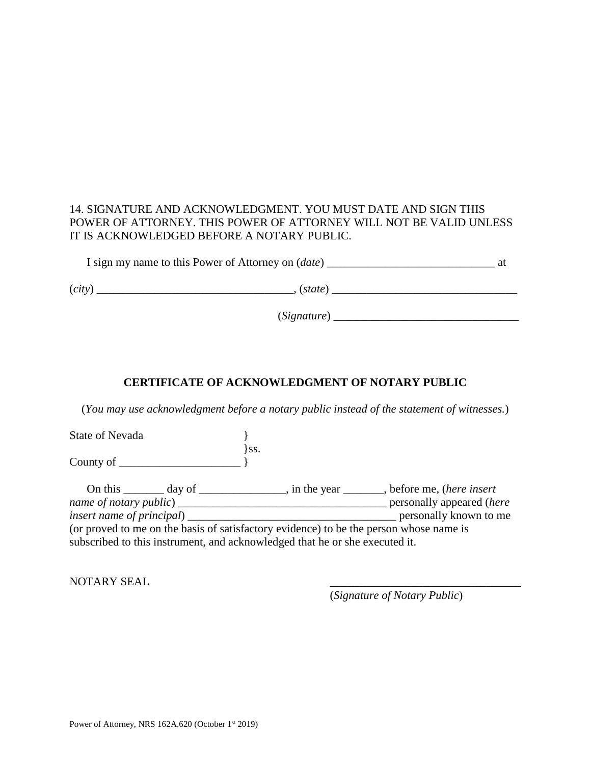14. SIGNATURE AND ACKNOWLEDGMENT. YOU MUST DATE AND SIGN THIS POWER OF ATTORNEY. THIS POWER OF ATTORNEY WILL NOT BE VALID UNLESS IT IS ACKNOWLEDGED BEFORE A NOTARY PUBLIC.

I sign my name to this Power of Attorney on (*date*) _____________________________ at

(*city*) __________________________________, (*state*) ________________________________

(*Signature*) ________________________________

**CERTIFICATE OF ACKNOWLEDGMENT OF NOTARY PUBLIC**

(*You may use acknowledgment before a notary public instead of the statement of witnesses.*)

State of Nevada }
}ss.
County of ____________________ }

On this _______ day of _______________, in the year _______, before me, (*here insert name of notary public*) ____________________________________ personally appeared (*here insert name of principal*) ____________________________________ personally known to me (or proved to me on the basis of satisfactory evidence) to be the person whose name is subscribed to this instrument, and acknowledged that he or she executed it.

NOTARY SEAL

_________________________________
(*Signature of Notary Public*)

Power of Attorney, NRS 162A.620 (October 1st 2019)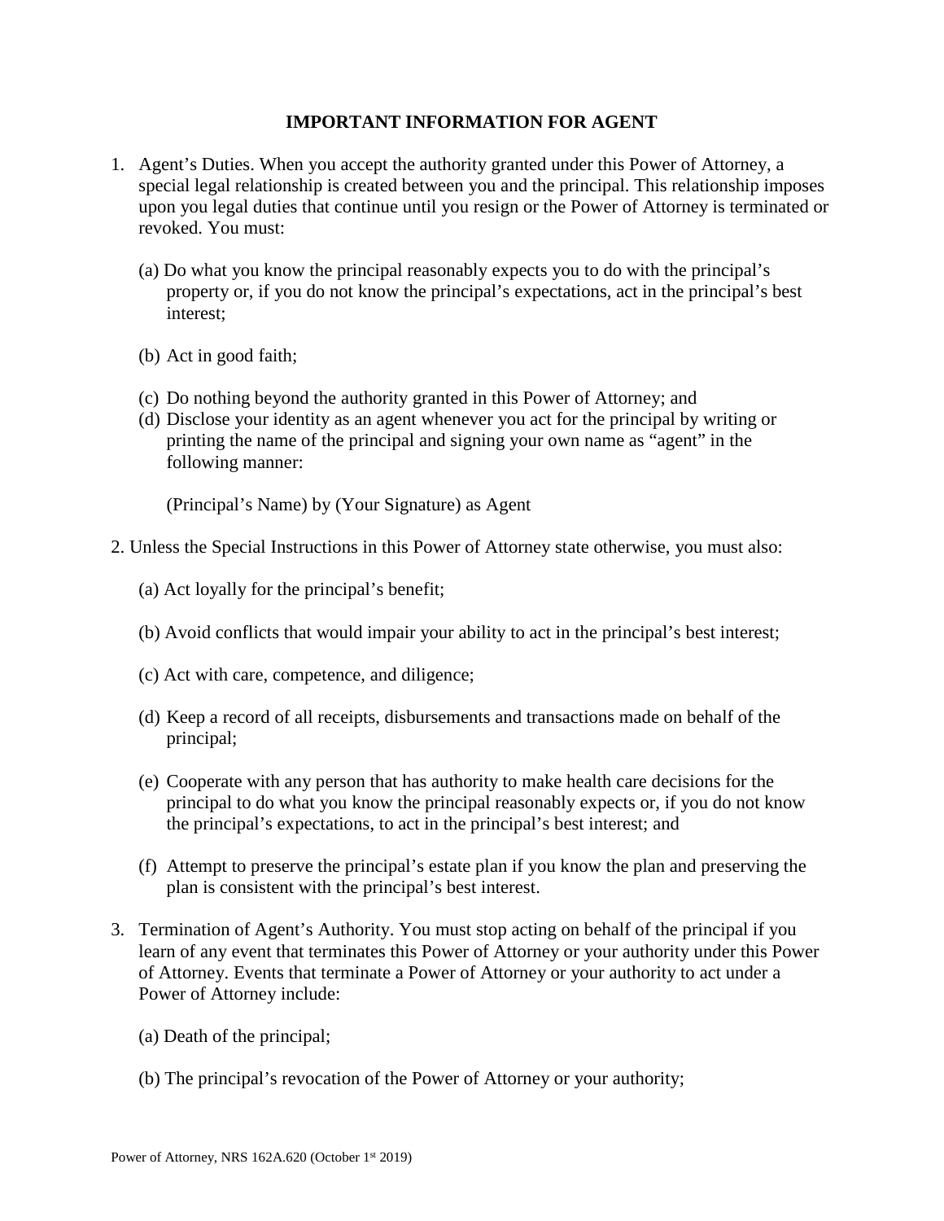## IMPORTANT INFORMATION FOR AGENT

1. Agent's Duties. When you accept the authority granted under this Power of Attorney, a special legal relationship is created between you and the principal. This relationship imposes upon you legal duties that continue until you resign or the Power of Attorney is terminated or revoked. You must:

   (a) Do what you know the principal reasonably expects you to do with the principal's property or, if you do not know the principal's expectations, act in the principal's best interest;

   (b) Act in good faith;

   (c) Do nothing beyond the authority granted in this Power of Attorney; and

   (d) Disclose your identity as an agent whenever you act for the principal by writing or printing the name of the principal and signing your own name as "agent" in the following manner:

   (Principal's Name) by (Your Signature) as Agent

2. Unless the Special Instructions in this Power of Attorney state otherwise, you must also:

   (a) Act loyally for the principal's benefit;

   (b) Avoid conflicts that would impair your ability to act in the principal's best interest;

   (c) Act with care, competence, and diligence;

   (d) Keep a record of all receipts, disbursements and transactions made on behalf of the principal;

   (e) Cooperate with any person that has authority to make health care decisions for the principal to do what you know the principal reasonably expects or, if you do not know the principal's expectations, to act in the principal's best interest; and

   (f) Attempt to preserve the principal's estate plan if you know the plan and preserving the plan is consistent with the principal's best interest.

3. Termination of Agent's Authority. You must stop acting on behalf of the principal if you learn of any event that terminates this Power of Attorney or your authority under this Power of Attorney. Events that terminate a Power of Attorney or your authority to act under a Power of Attorney include:

   (a) Death of the principal;

   (b) The principal's revocation of the Power of Attorney or your authority;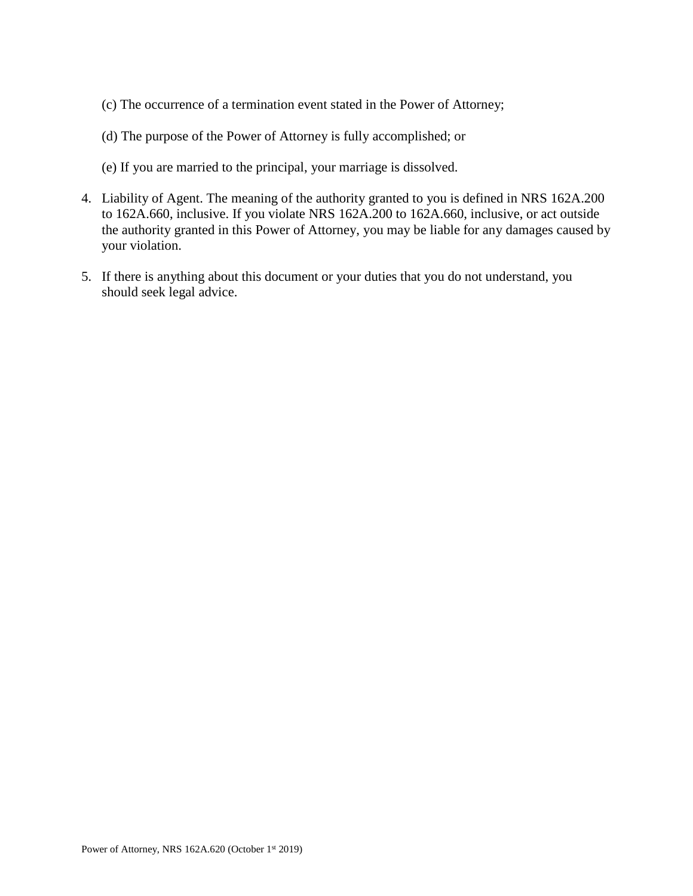(c) The occurrence of a termination event stated in the Power of Attorney;

(d) The purpose of the Power of Attorney is fully accomplished; or

(e) If you are married to the principal, your marriage is dissolved.

4. Liability of Agent. The meaning of the authority granted to you is defined in NRS 162A.200 to 162A.660, inclusive. If you violate NRS 162A.200 to 162A.660, inclusive, or act outside the authority granted in this Power of Attorney, you may be liable for any damages caused by your violation.

5. If there is anything about this document or your duties that you do not understand, you should seek legal advice.